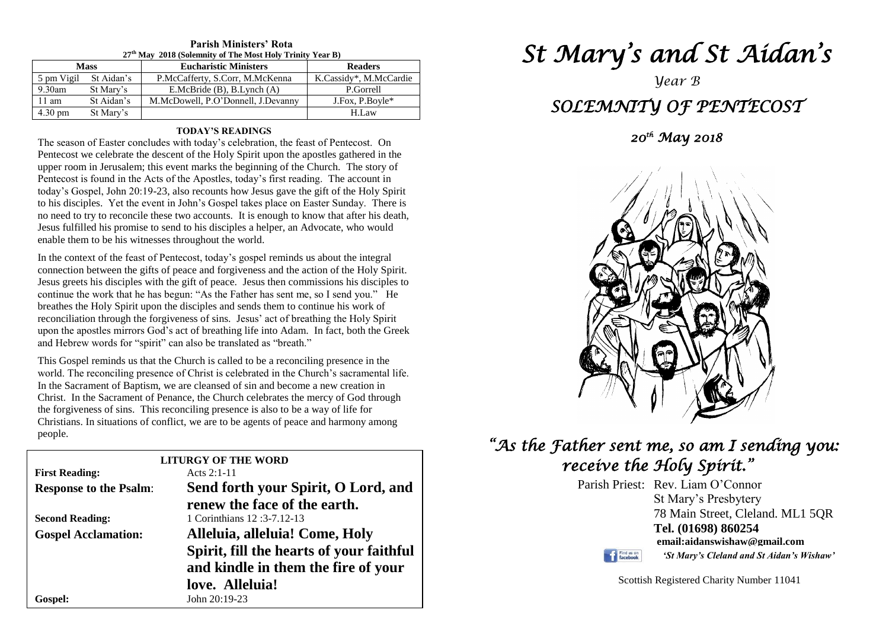**Parish Ministers' Rota**
**27th May 2018 (Solemnity of The Most Holy Trinity Year B)**

| Mass | | Eucharistic Ministers | Readers |
|---|---|---|---|
| 5 pm Vigil | St Aidan's | P.McCafferty, S.Corr, M.McKenna | K.Cassidy*, M.McCardie |
| 9.30am | St Mary's | E.McBride (B), B.Lynch (A) | P.Gorrell |
| 11 am | St Aidan's | M.McDowell, P.O'Donnell, J.Devanny | J.Fox, P.Boyle* |
| 4.30 pm | St Mary's | | H.Law |

**TODAY'S READINGS**

The season of Easter concludes with today's celebration, the feast of Pentecost. On Pentecost we celebrate the descent of the Holy Spirit upon the apostles gathered in the upper room in Jerusalem; this event marks the beginning of the Church. The story of Pentecost is found in the Acts of the Apostles, today's first reading. The account in today's Gospel, John 20:19-23, also recounts how Jesus gave the gift of the Holy Spirit to his disciples. Yet the event in John's Gospel takes place on Easter Sunday. There is no need to try to reconcile these two accounts. It is enough to know that after his death, Jesus fulfilled his promise to send to his disciples a helper, an Advocate, who would enable them to be his witnesses throughout the world.

In the context of the feast of Pentecost, today's gospel reminds us about the integral connection between the gifts of peace and forgiveness and the action of the Holy Spirit. Jesus greets his disciples with the gift of peace. Jesus then commissions his disciples to continue the work that he has begun: "As the Father has sent me, so I send you." He breathes the Holy Spirit upon the disciples and sends them to continue his work of reconciliation through the forgiveness of sins. Jesus' act of breathing the Holy Spirit upon the apostles mirrors God's act of breathing life into Adam. In fact, both the Greek and Hebrew words for "spirit" can also be translated as "breath."

This Gospel reminds us that the Church is called to be a reconciling presence in the world. The reconciling presence of Christ is celebrated in the Church's sacramental life. In the Sacrament of Baptism, we are cleansed of sin and become a new creation in Christ. In the Sacrament of Penance, the Church celebrates the mercy of God through the forgiveness of sins. This reconciling presence is also to be a way of life for Christians. In situations of conflict, we are to be agents of peace and harmony among people.

**LITURGY OF THE WORD**

**First Reading:** Acts 2:1-11

**Response to the Psalm:** **Send forth your Spirit, O Lord, and renew the face of the earth.**

**Second Reading:** 1 Corinthians 12 :3-7.12-13

**Gospel Acclamation:** **Alleluia, alleluia! Come, Holy Spirit, fill the hearts of your faithful and kindle in them the fire of your love. Alleluia!**

**Gospel:** John 20:19-23

# *St Mary's and St Aidan's*

*Year B*

## *SOLEMNITY OF PENTECOST*

*20th May 2018*

*"As the Father sent me, so am I sending you: receive the Holy Spirit."*

Parish Priest: Rev. Liam O'Connor
St Mary's Presbytery
78 Main Street, Cleland. ML1 5QR
**Tel. (01698) 860254**
**email:aidanswishaw@gmail.com**
*'St Mary's Cleland and St Aidan's Wishaw'*

Scottish Registered Charity Number 11041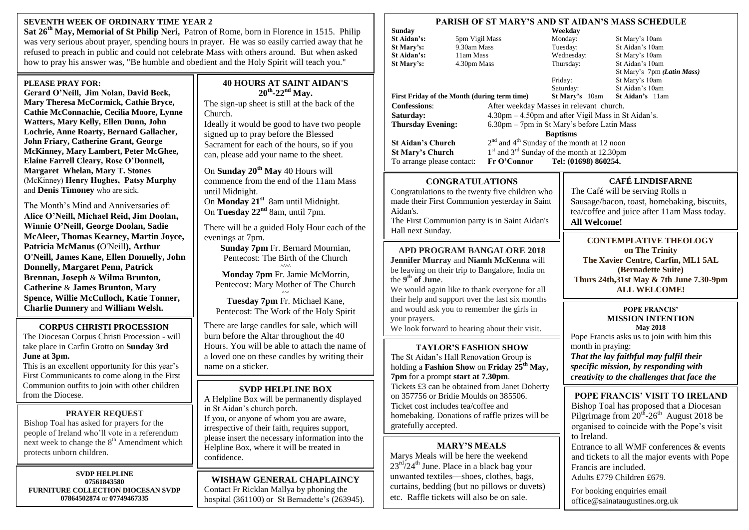## SEVENTH WEEK OF ORDINARY TIME YEAR 2

**Sat 26th May, Memorial of St Philip Neri,** Patron of Rome, born in Florence in 1515. Philip was very serious about prayer, spending hours in prayer. He was so easily carried away that he refused to preach in public and could not celebrate Mass with others around. But when asked how to pray his answer was, "Be humble and obedient and the Holy Spirit will teach you."

### PLEASE PRAY FOR:

**Gerard O'Neill, Jim Nolan, David Beck, Mary Theresa McCormick, Cathie Bryce, Cathie McConnachie, Cecilia Moore, Lynne Watters, Mary Kelly, Ellen Dunn, John Lochrie, Anne Roarty, Bernard Gallacher, John Friary, Catherine Grant, George McKinney, Mary Lambert, Peter McGhee, Elaine Farrell Cleary, Rose O'Donnell, Margaret Whelan, Mary T. Stones** (McKinney) **Henry Hughes, Patsy Murphy** and **Denis Timoney** who are sick.

The Month's Mind and Anniversaries of: **Alice O'Neill, Michael Reid, Jim Doolan, Winnie O'Neill, George Doolan, Sadie McAleer, Thomas Kearney, Martin Joyce, Patricia McManus (**O'Neill**), Arthur O'Neill, James Kane, Ellen Donnelly, John Donnelly, Margaret Penn, Patrick Brennan, Joseph** & **Wilma Brunton, Catherine** & **James Brunton, Mary Spence, Willie McCulloch, Katie Tonner, Charlie Dunnery** and **William Welsh.**

### CORPUS CHRISTI PROCESSION

The Diocesan Corpus Christi Procession - will take place in Carfin Grotto on **Sunday 3rd June at 3pm.**

This is an excellent opportunity for this year's First Communicants to come along in the First Communion outfits to join with other children from the Diocese.

### PRAYER REQUEST

Bishop Toal has asked for prayers for the people of Ireland who'll vote in a referendum next week to change the 8th Amendment which protects unborn children.

**SVDP HELPLINE**
**07561843580**
**FURNITURE COLLECTION DIOCESAN SVDP**
**07864502874** or **07749467335**

### 40 HOURS AT SAINT AIDAN'S 20th-22nd May.

The sign-up sheet is still at the back of the Church.

Ideally it would be good to have two people signed up to pray before the Blessed Sacrament for each of the hours, so if you can, please add your name to the sheet.

On **Sunday 20th May** 40 Hours will commence from the end of the 11am Mass until Midnight.

On **Monday 21st** 8am until Midnight.

On **Tuesday 22nd** 8am, until 7pm.

There will be a guided Holy Hour each of the evenings at 7pm.

**Sunday 7pm** Fr. Bernard Mournian, Pentecost: The Birth of the Church

^^^

**Monday 7pm** Fr. Jamie McMorrin, Pentecost: Mary Mother of The Church

^^^

**Tuesday 7pm** Fr. Michael Kane, Pentecost: The Work of the Holy Spirit

There are large candles for sale, which will burn before the Altar throughout the 40 Hours. You will be able to attach the name of a loved one on these candles by writing their name on a sticker.

### SVDP HELPLINE BOX

A Helpline Box will be permanently displayed in St Aidan's church porch.

If you, or anyone of whom you are aware, irrespective of their faith, requires support, please insert the necessary information into the Helpline Box, where it will be treated in confidence.

### WISHAW GENERAL CHAPLAINCY

Contact Fr Ricklan Mallya by phoning the hospital (361100) or St Bernadette's (263945).

## PARISH OF ST MARY'S AND ST AIDAN'S MASS SCHEDULE

| **Sunday** | | **Weekday** | |
|---|---|---|---|
| **St Aidan's:** | 5pm Vigil Mass | Monday: | St Mary's 10am |
| **St Mary's:** | 9.30am Mass | Tuesday: | St Aidan's 10am |
| **St Aidan's:** | 11am Mass | Wednesday: | St Mary's 10am |
| **St Mary's:** | 4.30pm Mass | Thursday: | St Aidan's 10am<br>St Mary's 7pm *(Latin Mass)* |
| | | Friday: | St Mary's 10am |
| | | Saturday: | St Aidan's 10am |

**First Friday of the Month (during term time)** **St Mary's** 10am **St Aidan's** 11am

**Confessions**: After weekday Masses in relevant church.
**Saturday:** 4.30pm – 4.50pm and after Vigil Mass in St Aidan's.
**Thursday Evening:** 6.30pm – 7pm in St Mary's before Latin Mass

**Baptisms**

**St Aidan's Church** 2nd and 4th Sunday of the month at 12 noon
**St Mary's Church** 1st and 3rd Sunday of the month at 12.30pm
To arrange please contact: **Fr O'Connor Tel: (01698) 860254.**

### CONGRATULATIONS

Congratulations to the twenty five children who made their First Communion yesterday in Saint Aidan's.

The First Communion party is in Saint Aidan's Hall next Sunday.

### APD PROGRAM BANGALORE 2018

**Jennifer Murray** and **Niamh McKenna** will be leaving on their trip to Bangalore, India on the **9th of June**.

We would again like to thank everyone for all their help and support over the last six months and would ask you to remember the girls in your prayers.

We look forward to hearing about their visit.

### TAYLOR'S FASHION SHOW

The St Aidan's Hall Renovation Group is holding a **Fashion Show** on **Friday 25th May, 7pm** for a prompt **start at 7.30pm**.

Tickets £3 can be obtained from Janet Doherty on 357756 or Bridie Moulds on 385506.

Ticket cost includes tea/coffee and homebaking. Donations of raffle prizes will be gratefully accepted.

### MARY'S MEALS

Marys Meals will be here the weekend 23rd/24th June. Place in a black bag your unwanted textiles—shoes, clothes, bags, curtains, bedding (but no pillows or duvets) etc. Raffle tickets will also be on sale.

### CAFÉ LINDISFARNE

The Café will be serving Rolls n Sausage/bacon, toast, homebaking, biscuits, tea/coffee and juice after 11am Mass today. **All Welcome!**

### CONTEMPLATIVE THEOLOGY on The Trinity

**The Xavier Centre, Carfin, ML1 5AL (Bernadette Suite)**
**Thurs 24th,31st May & 7th June 7.30-9pm**
**ALL WELCOME!**

### POPE FRANCIS' MISSION INTENTION May 2018

Pope Francis asks us to join with him this month in praying:

***That the lay faithful may fulfil their specific mission, by responding with creativity to the challenges that face the***

### POPE FRANCIS' VISIT TO IRELAND

Bishop Toal has proposed that a Diocesan Pilgrimage from 20th-26th August 2018 be organised to coincide with the Pope's visit to Ireland.

Entrance to all WMF conferences & events and tickets to all the major events with Pope Francis are included.

Adults £779 Children £679.

For booking enquiries email office@sainataugustines.org.uk